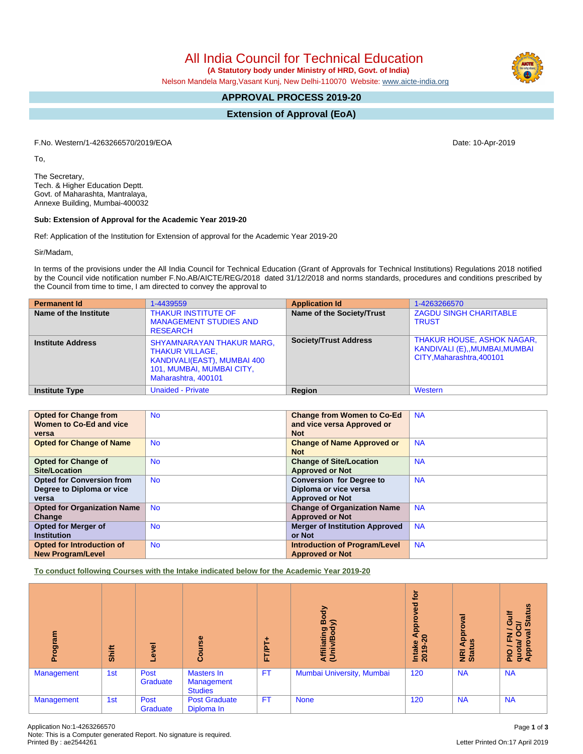# All India Council for Technical Education

**(A Statutory body under Ministry of HRD, Govt. of India)**

Nelson Mandela Marg,Vasant Kunj, New Delhi-110070 Website: www.aicte-india.org

## APPROVAL PROCESS 2019-20

## Extension of Approval (EoA)

F.No. Western/1-4263266570/2019/EOA

Date: 10-Apr-2019

To,

The Secretary,
Tech. & Higher Education Deptt.
Govt. of Maharashta, Mantralaya,
Annexe Building, Mumbai-400032

**Sub: Extension of Approval for the Academic Year 2019-20**

Ref: Application of the Institution for Extension of approval for the Academic Year 2019-20

Sir/Madam,

In terms of the provisions under the All India Council for Technical Education (Grant of Approvals for Technical Institutions) Regulations 2018 notified by the Council vide notification number F.No.AB/AICTE/REG/2018 dated 31/12/2018 and norms standards, procedures and conditions prescribed by the Council from time to time, I am directed to convey the approval to

| **Permanent Id** | 1-4439559 | **Application Id** | 1-4263266570 |
|---|---|---|---|
| **Name of the Institute** | THAKUR INSTITUTE OF MANAGEMENT STUDIES AND RESEARCH | **Name of the Society/Trust** | ZAGDU SINGH CHARITABLE TRUST |
| **Institute Address** | SHYAMNARAYAN THAKUR MARG, THAKUR VILLAGE, KANDIVALI(EAST), MUMBAI 400 101, MUMBAI, MUMBAI CITY, Maharashtra, 400101 | **Society/Trust Address** | THAKUR HOUSE, ASHOK NAGAR, KANDIVALI (E),,MUMBAI,MUMBAI CITY,Maharashtra,400101 |
| **Institute Type** | Unaided - Private | **Region** | Western |

| **Opted for Change from Women to Co-Ed and vice versa** | No | **Change from Women to Co-Ed and vice versa Approved or Not** | NA |
|---|---|---|---|
| **Opted for Change of Name** | No | **Change of Name Approved or Not** | NA |
| **Opted for Change of Site/Location** | No | **Change of Site/Location Approved or Not** | NA |
| **Opted for Conversion from Degree to Diploma or vice versa** | No | **Conversion for Degree to Diploma or vice versa Approved or Not** | NA |
| **Opted for Organization Name Change** | No | **Change of Organization Name Approved or Not** | NA |
| **Opted for Merger of Institution** | No | **Merger of Institution Approved or Not** | NA |
| **Opted for Introduction of New Program/Level** | No | **Introduction of Program/Level Approved or Not** | NA |

**To conduct following Courses with the Intake indicated below for the Academic Year 2019-20**

| Program | Shift | Level | Course | FT/PT+ | Affiliating Body (Univ/Body) | Intake Approved for 2019-20 | NRI Approval Status | PIO / FN / Gulf quota/ OCI/ Approval Status |
|---|---|---|---|---|---|---|---|---|
| Management | 1st | Post Graduate | Masters In Management Studies | FT | Mumbai University, Mumbai | 120 | NA | NA |
| Management | 1st | Post Graduate | Post Graduate Diploma In | FT | None | 120 | NA | NA |

Application No:1-4263266570
Note: This is a Computer generated Report. No signature is required.
Printed By : ae2544261

Letter Printed On:17 April 2019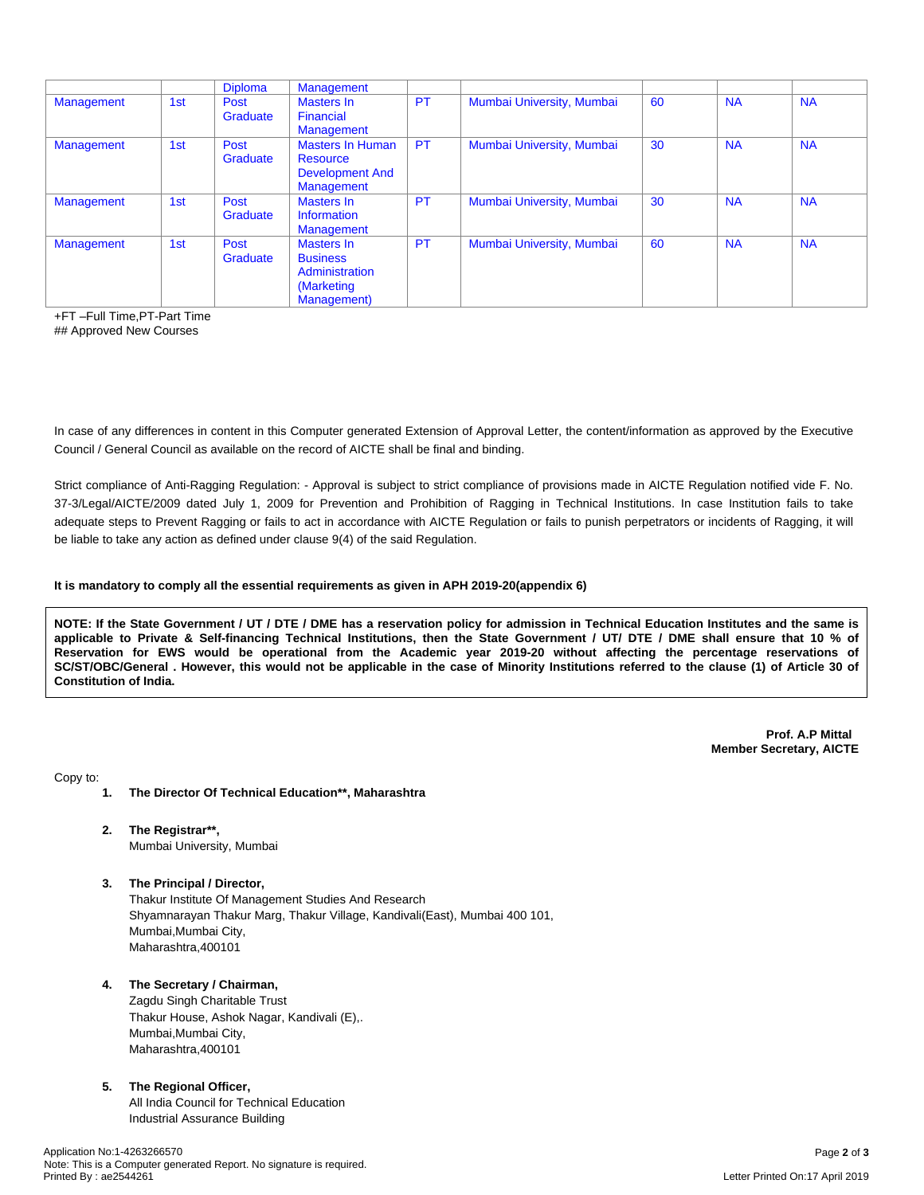| | | Diploma | Management | | | | | |
|---|---|---|---|---|---|---|---|---|
| Management | 1st | Post Graduate | Masters In Financial Management | PT | Mumbai University, Mumbai | 60 | NA | NA |
| Management | 1st | Post Graduate | Masters In Human Resource Development And Management | PT | Mumbai University, Mumbai | 30 | NA | NA |
| Management | 1st | Post Graduate | Masters In Information Management | PT | Mumbai University, Mumbai | 30 | NA | NA |
| Management | 1st | Post Graduate | Masters In Business Administration (Marketing Management) | PT | Mumbai University, Mumbai | 60 | NA | NA |

+FT –Full Time,PT-Part Time
## Approved New Courses

In case of any differences in content in this Computer generated Extension of Approval Letter, the content/information as approved by the Executive Council / General Council as available on the record of AICTE shall be final and binding.

Strict compliance of Anti-Ragging Regulation: - Approval is subject to strict compliance of provisions made in AICTE Regulation notified vide F. No. 37-3/Legal/AICTE/2009 dated July 1, 2009 for Prevention and Prohibition of Ragging in Technical Institutions. In case Institution fails to take adequate steps to Prevent Ragging or fails to act in accordance with AICTE Regulation or fails to punish perpetrators or incidents of Ragging, it will be liable to take any action as defined under clause 9(4) of the said Regulation.

**It is mandatory to comply all the essential requirements as given in APH 2019-20(appendix 6)**

**NOTE: If the State Government / UT / DTE / DME has a reservation policy for admission in Technical Education Institutes and the same is applicable to Private & Self-financing Technical Institutions, then the State Government / UT/ DTE / DME shall ensure that 10 % of Reservation for EWS would be operational from the Academic year 2019-20 without affecting the percentage reservations of SC/ST/OBC/General . However, this would not be applicable in the case of Minority Institutions referred to the clause (1) of Article 30 of Constitution of India.**

**Prof. A.P Mittal**
**Member Secretary, AICTE**

Copy to:

1. **The Director Of Technical Education**, Maharashtra**

2. **The Registrar**,**
   Mumbai University, Mumbai

3. **The Principal / Director,**
   Thakur Institute Of Management Studies And Research
   Shyamnarayan Thakur Marg, Thakur Village, Kandivali(East), Mumbai 400 101,
   Mumbai,Mumbai City,
   Maharashtra,400101

4. **The Secretary / Chairman,**
   Zagdu Singh Charitable Trust
   Thakur House, Ashok Nagar, Kandivali (E),.
   Mumbai,Mumbai City,
   Maharashtra,400101

5. **The Regional Officer,**
   All India Council for Technical Education
   Industrial Assurance Building

Application No:1-4263266570
Note: This is a Computer generated Report. No signature is required.
Printed By : ae2544261
Letter Printed On:17 April 2019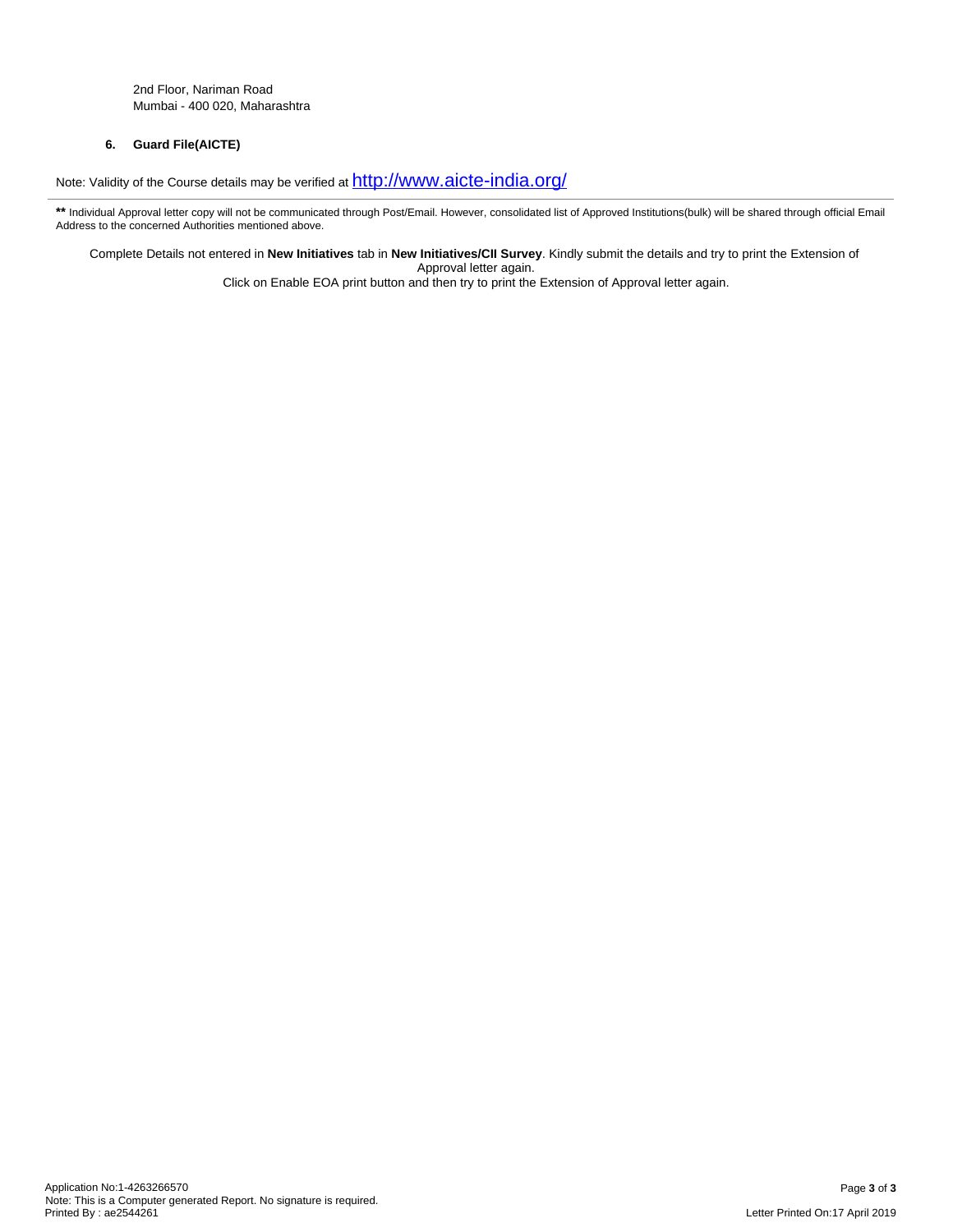2nd Floor, Nariman Road
Mumbai - 400 020, Maharashtra

6. **Guard File(AICTE)**

Note: Validity of the Course details may be verified at http://www.aicte-india.org/

---

**\*\*** Individual Approval letter copy will not be communicated through Post/Email. However, consolidated list of Approved Institutions(bulk) will be shared through official Email Address to the concerned Authorities mentioned above.

Complete Details not entered in **New Initiatives** tab in **New Initiatives/CII Survey**. Kindly submit the details and try to print the Extension of Approval letter again.
Click on Enable EOA print button and then try to print the Extension of Approval letter again.

Application No:1-4263266570
Note: This is a Computer generated Report. No signature is required.
Printed By : ae2544261

Letter Printed On:17 April 2019